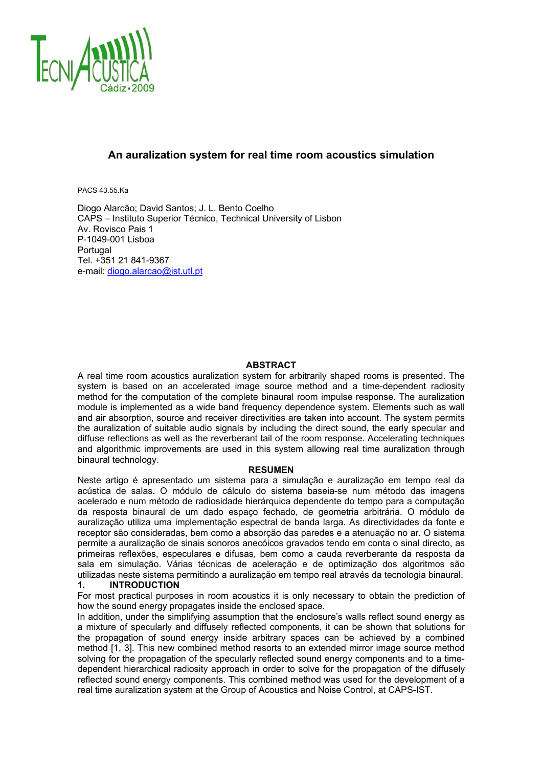# An auralization system for real time room acoustics simulation

PACS 43.55.Ka

Diogo Alarcão; David Santos; J. L. Bento Coelho
CAPS – Instituto Superior Técnico, Technical University of Lisbon
Av. Rovisco Pais 1
P-1049-001 Lisboa
Portugal
Tel. +351 21 841-9367
e-mail: diogo.alarcao@ist.utl.pt

## ABSTRACT

A real time room acoustics auralization system for arbitrarily shaped rooms is presented. The system is based on an accelerated image source method and a time-dependent radiosity method for the computation of the complete binaural room impulse response. The auralization module is implemented as a wide band frequency dependence system. Elements such as wall and air absorption, source and receiver directivities are taken into account. The system permits the auralization of suitable audio signals by including the direct sound, the early specular and diffuse reflections as well as the reverberant tail of the room response. Accelerating techniques and algorithmic improvements are used in this system allowing real time auralization through binaural technology.

## RESUMEN

Neste artigo é apresentado um sistema para a simulação e auralização em tempo real da acústica de salas. O módulo de cálculo do sistema baseia-se num método das imagens acelerado e num método de radiosidade hierárquica dependente do tempo para a computação da resposta binaural de um dado espaço fechado, de geometria arbitrária. O módulo de auralização utiliza uma implementação espectral de banda larga. As directividades da fonte e receptor são consideradas, bem como a absorção das paredes e a atenuação no ar. O sistema permite a auralização de sinais sonoros anecóicos gravados tendo em conta o sinal directo, as primeiras reflexões, especulares e difusas, bem como a cauda reverberante da resposta da sala em simulação. Várias técnicas de aceleração e de optimização dos algoritmos são utilizadas neste sistema permitindo a auralização em tempo real através da tecnologia binaural.

## 1. INTRODUCTION

For most practical purposes in room acoustics it is only necessary to obtain the prediction of how the sound energy propagates inside the enclosed space.

In addition, under the simplifying assumption that the enclosure's walls reflect sound energy as a mixture of specularly and diffusely reflected components, it can be shown that solutions for the propagation of sound energy inside arbitrary spaces can be achieved by a combined method [1, 3]. This new combined method resorts to an extended mirror image source method solving for the propagation of the specularly reflected sound energy components and to a time-dependent hierarchical radiosity approach in order to solve for the propagation of the diffusely reflected sound energy components. This combined method was used for the development of a real time auralization system at the Group of Acoustics and Noise Control, at CAPS-IST.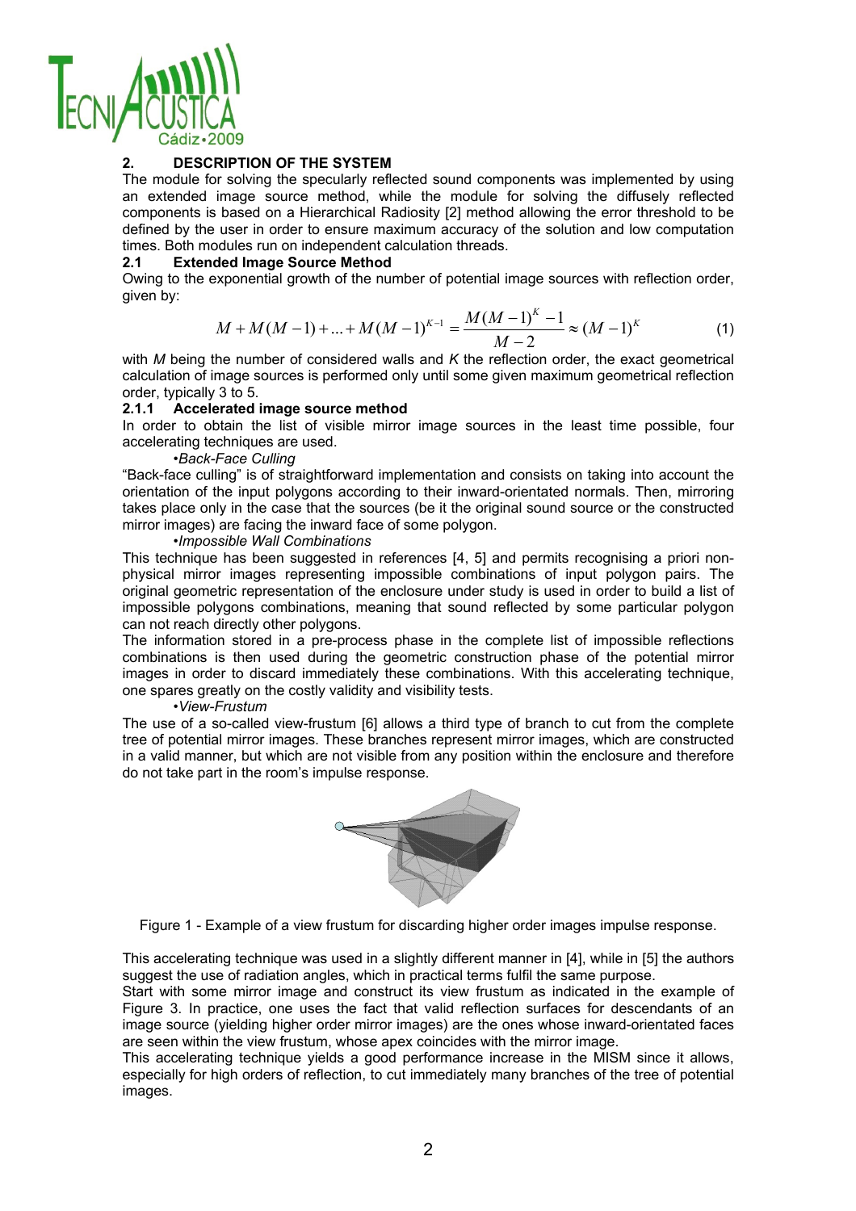## 2. DESCRIPTION OF THE SYSTEM

The module for solving the specularly reflected sound components was implemented by using an extended image source method, while the module for solving the diffusely reflected components is based on a Hierarchical Radiosity [2] method allowing the error threshold to be defined by the user in order to ensure maximum accuracy of the solution and low computation times. Both modules run on independent calculation threads.

### 2.1 Extended Image Source Method

Owing to the exponential growth of the number of potential image sources with reflection order, given by:

$$M + M(M-1) + ... + M(M-1)^{K-1} = \frac{M(M-1)^K - 1}{M-2} \approx (M-1)^K \quad (1)$$

with $M$ being the number of considered walls and $K$ the reflection order, the exact geometrical calculation of image sources is performed only until some given maximum geometrical reflection order, typically 3 to 5.

#### 2.1.1 Accelerated image source method

In order to obtain the list of visible mirror image sources in the least time possible, four accelerating techniques are used.

•*Back-Face Culling*

"Back-face culling" is of straightforward implementation and consists on taking into account the orientation of the input polygons according to their inward-orientated normals. Then, mirroring takes place only in the case that the sources (be it the original sound source or the constructed mirror images) are facing the inward face of some polygon.

•*Impossible Wall Combinations*

This technique has been suggested in references [4, 5] and permits recognising a priori non-physical mirror images representing impossible combinations of input polygon pairs. The original geometric representation of the enclosure under study is used in order to build a list of impossible polygons combinations, meaning that sound reflected by some particular polygon can not reach directly other polygons.

The information stored in a pre-process phase in the complete list of impossible reflections combinations is then used during the geometric construction phase of the potential mirror images in order to discard immediately these combinations. With this accelerating technique, one spares greatly on the costly validity and visibility tests.

•*View-Frustum*

The use of a so-called view-frustum [6] allows a third type of branch to cut from the complete tree of potential mirror images. These branches represent mirror images, which are constructed in a valid manner, but which are not visible from any position within the enclosure and therefore do not take part in the room's impulse response.

Figure 1 - Example of a view frustum for discarding higher order images impulse response.

This accelerating technique was used in a slightly different manner in [4], while in [5] the authors suggest the use of radiation angles, which in practical terms fulfil the same purpose.

Start with some mirror image and construct its view frustum as indicated in the example of Figure 3. In practice, one uses the fact that valid reflection surfaces for descendants of an image source (yielding higher order mirror images) are the ones whose inward-orientated faces are seen within the view frustum, whose apex coincides with the mirror image.

This accelerating technique yields a good performance increase in the MISM since it allows, especially for high orders of reflection, to cut immediately many branches of the tree of potential images.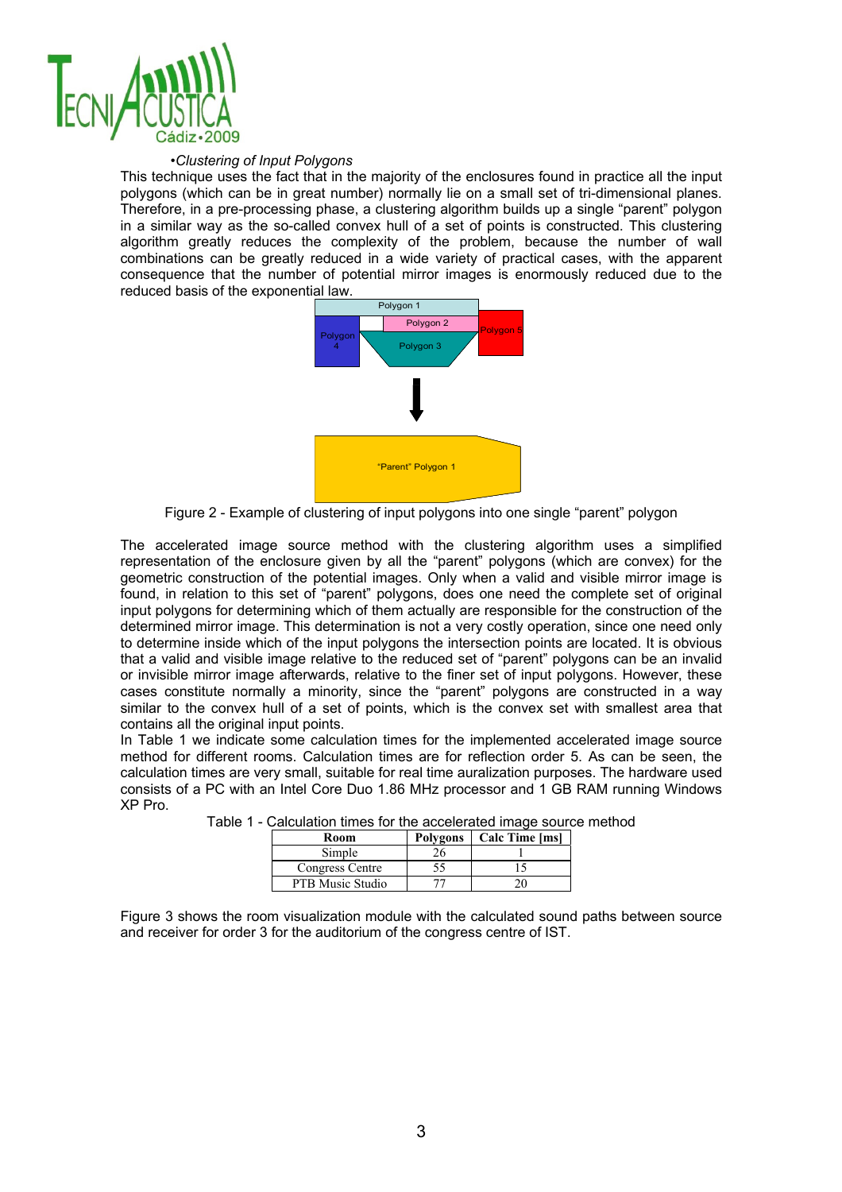•*Clustering of Input Polygons*

This technique uses the fact that in the majority of the enclosures found in practice all the input polygons (which can be in great number) normally lie on a small set of tri-dimensional planes. Therefore, in a pre-processing phase, a clustering algorithm builds up a single "parent" polygon in a similar way as the so-called convex hull of a set of points is constructed. This clustering algorithm greatly reduces the complexity of the problem, because the number of wall combinations can be greatly reduced in a wide variety of practical cases, with the apparent consequence that the number of potential mirror images is enormously reduced due to the reduced basis of the exponential law.

Figure 2 - Example of clustering of input polygons into one single "parent" polygon

The accelerated image source method with the clustering algorithm uses a simplified representation of the enclosure given by all the "parent" polygons (which are convex) for the geometric construction of the potential images. Only when a valid and visible mirror image is found, in relation to this set of "parent" polygons, does one need the complete set of original input polygons for determining which of them actually are responsible for the construction of the determined mirror image. This determination is not a very costly operation, since one need only to determine inside which of the input polygons the intersection points are located. It is obvious that a valid and visible image relative to the reduced set of "parent" polygons can be an invalid or invisible mirror image afterwards, relative to the finer set of input polygons. However, these cases constitute normally a minority, since the "parent" polygons are constructed in a way similar to the convex hull of a set of points, which is the convex set with smallest area that contains all the original input points.

In Table 1 we indicate some calculation times for the implemented accelerated image source method for different rooms. Calculation times are for reflection order 5. As can be seen, the calculation times are very small, suitable for real time auralization purposes. The hardware used consists of a PC with an Intel Core Duo 1.86 MHz processor and 1 GB RAM running Windows XP Pro.

Table 1 - Calculation times for the accelerated image source method

| Room | Polygons | Calc Time [ms] |
|---|---|---|
| Simple | 26 | 1 |
| Congress Centre | 55 | 15 |
| PTB Music Studio | 77 | 20 |

Figure 3 shows the room visualization module with the calculated sound paths between source and receiver for order 3 for the auditorium of the congress centre of IST.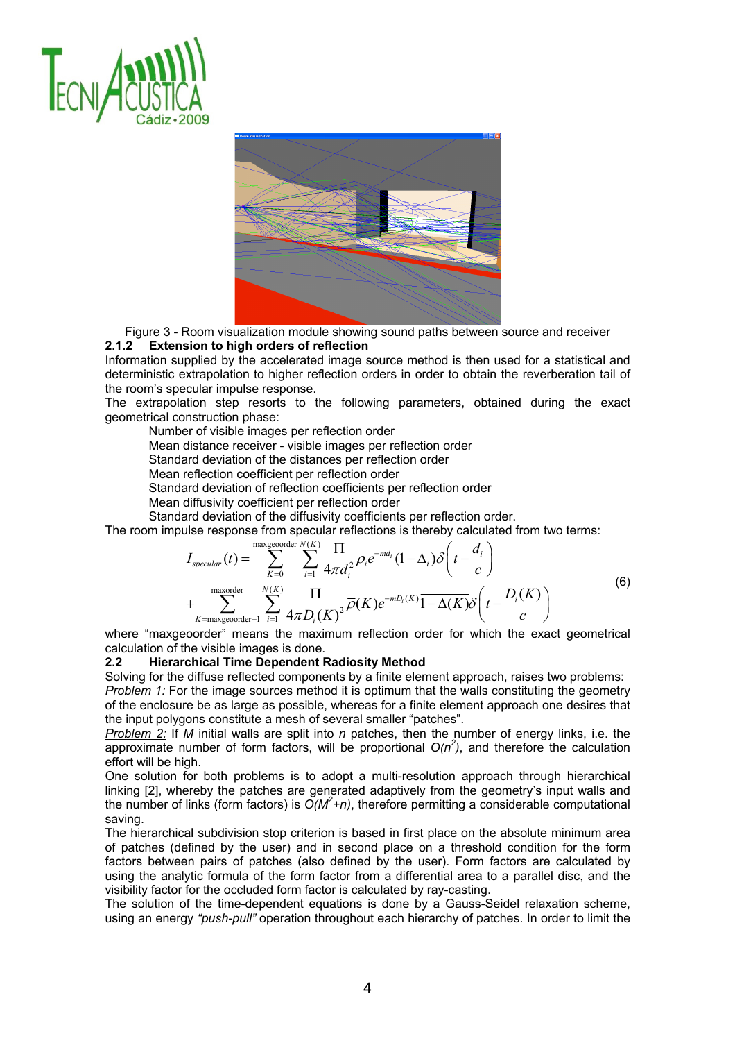Figure 3 - Room visualization module showing sound paths between source and receiver

### 2.1.2 Extension to high orders of reflection

Information supplied by the accelerated image source method is then used for a statistical and deterministic extrapolation to higher reflection orders in order to obtain the reverberation tail of the room's specular impulse response.

The extrapolation step resorts to the following parameters, obtained during the exact geometrical construction phase:

- Number of visible images per reflection order
- Mean distance receiver - visible images per reflection order
- Standard deviation of the distances per reflection order
- Mean reflection coefficient per reflection order
- Standard deviation of reflection coefficients per reflection order
- Mean diffusivity coefficient per reflection order
- Standard deviation of the diffusivity coefficients per reflection order.

The room impulse response from specular reflections is thereby calculated from two terms:

$$
\begin{aligned}
I_{specular}(t) = & \sum_{K=0}^{\text{maxgeoorder}} \sum_{i=1}^{N(K)} \frac{\Pi}{4\pi d_i^2} \rho_i e^{-md_i} (1-\Delta_i)\delta\left(t - \frac{d_i}{c}\right) \\
& + \sum_{K=\text{maxgeoorder}+1}^{\text{maxorder}} \sum_{i=1}^{N(K)} \frac{\Pi}{4\pi D_i(K)^2} \overline{\rho}(K) e^{-mD_i(K)} \overline{1-\Delta(K)} \delta\left(t - \frac{D_i(K)}{c}\right)
\end{aligned}
\tag{6}
$$

where "maxgeoorder" means the maximum reflection order for which the exact geometrical calculation of the visible images is done.

## 2.2 Hierarchical Time Dependent Radiosity Method

Solving for the diffuse reflected components by a finite element approach, raises two problems:

*Problem 1:* For the image sources method it is optimum that the walls constituting the geometry of the enclosure be as large as possible, whereas for a finite element approach one desires that the input polygons constitute a mesh of several smaller "patches".

*Problem 2:* If $M$ initial walls are split into $n$ patches, then the number of energy links, i.e. the approximate number of form factors, will be proportional $O(n^2)$, and therefore the calculation effort will be high.

One solution for both problems is to adopt a multi-resolution approach through hierarchical linking [2], whereby the patches are generated adaptively from the geometry's input walls and the number of links (form factors) is $O(M^2+n)$, therefore permitting a considerable computational saving.

The hierarchical subdivision stop criterion is based in first place on the absolute minimum area of patches (defined by the user) and in second place on a threshold condition for the form factors between pairs of patches (also defined by the user). Form factors are calculated by using the analytic formula of the form factor from a differential area to a parallel disc, and the visibility factor for the occluded form factor is calculated by ray-casting.

The solution of the time-dependent equations is done by a Gauss-Seidel relaxation scheme, using an energy *"push-pull"* operation throughout each hierarchy of patches. In order to limit the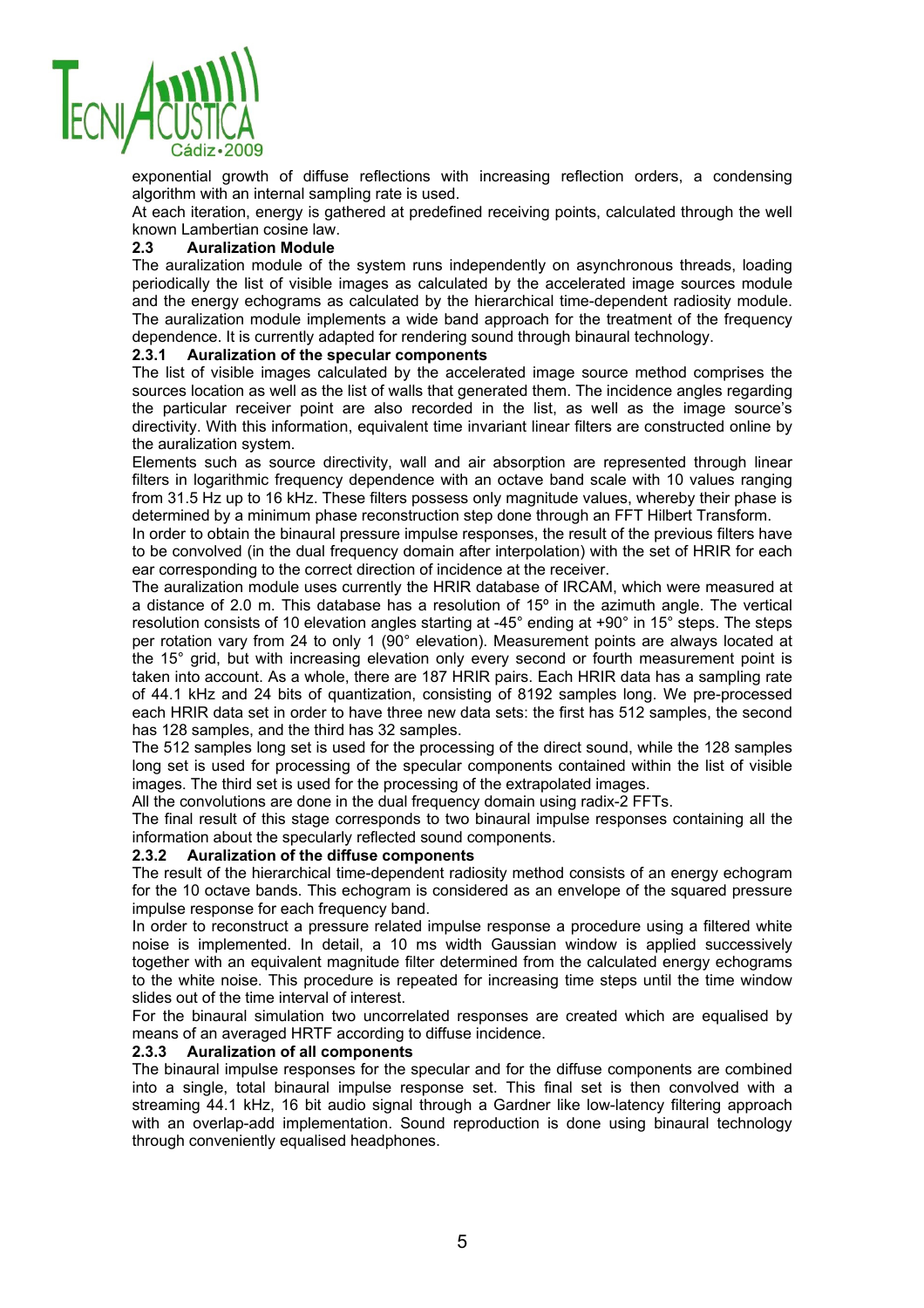exponential growth of diffuse reflections with increasing reflection orders, a condensing algorithm with an internal sampling rate is used.

At each iteration, energy is gathered at predefined receiving points, calculated through the well known Lambertian cosine law.

### 2.3 Auralization Module

The auralization module of the system runs independently on asynchronous threads, loading periodically the list of visible images as calculated by the accelerated image sources module and the energy echograms as calculated by the hierarchical time-dependent radiosity module. The auralization module implements a wide band approach for the treatment of the frequency dependence. It is currently adapted for rendering sound through binaural technology.

#### 2.3.1 Auralization of the specular components

The list of visible images calculated by the accelerated image source method comprises the sources location as well as the list of walls that generated them. The incidence angles regarding the particular receiver point are also recorded in the list, as well as the image source's directivity. With this information, equivalent time invariant linear filters are constructed online by the auralization system.

Elements such as source directivity, wall and air absorption are represented through linear filters in logarithmic frequency dependence with an octave band scale with 10 values ranging from 31.5 Hz up to 16 kHz. These filters possess only magnitude values, whereby their phase is determined by a minimum phase reconstruction step done through an FFT Hilbert Transform.

In order to obtain the binaural pressure impulse responses, the result of the previous filters have to be convolved (in the dual frequency domain after interpolation) with the set of HRIR for each ear corresponding to the correct direction of incidence at the receiver.

The auralization module uses currently the HRIR database of IRCAM, which were measured at a distance of 2.0 m. This database has a resolution of 15º in the azimuth angle. The vertical resolution consists of 10 elevation angles starting at -45° ending at +90° in 15° steps. The steps per rotation vary from 24 to only 1 (90° elevation). Measurement points are always located at the 15° grid, but with increasing elevation only every second or fourth measurement point is taken into account. As a whole, there are 187 HRIR pairs. Each HRIR data has a sampling rate of 44.1 kHz and 24 bits of quantization, consisting of 8192 samples long. We pre-processed each HRIR data set in order to have three new data sets: the first has 512 samples, the second has 128 samples, and the third has 32 samples.

The 512 samples long set is used for the processing of the direct sound, while the 128 samples long set is used for processing of the specular components contained within the list of visible images. The third set is used for the processing of the extrapolated images.

All the convolutions are done in the dual frequency domain using radix-2 FFTs.

The final result of this stage corresponds to two binaural impulse responses containing all the information about the specularly reflected sound components.

#### 2.3.2 Auralization of the diffuse components

The result of the hierarchical time-dependent radiosity method consists of an energy echogram for the 10 octave bands. This echogram is considered as an envelope of the squared pressure impulse response for each frequency band.

In order to reconstruct a pressure related impulse response a procedure using a filtered white noise is implemented. In detail, a 10 ms width Gaussian window is applied successively together with an equivalent magnitude filter determined from the calculated energy echograms to the white noise. This procedure is repeated for increasing time steps until the time window slides out of the time interval of interest.

For the binaural simulation two uncorrelated responses are created which are equalised by means of an averaged HRTF according to diffuse incidence.

#### 2.3.3 Auralization of all components

The binaural impulse responses for the specular and for the diffuse components are combined into a single, total binaural impulse response set. This final set is then convolved with a streaming 44.1 kHz, 16 bit audio signal through a Gardner like low-latency filtering approach with an overlap-add implementation. Sound reproduction is done using binaural technology through conveniently equalised headphones.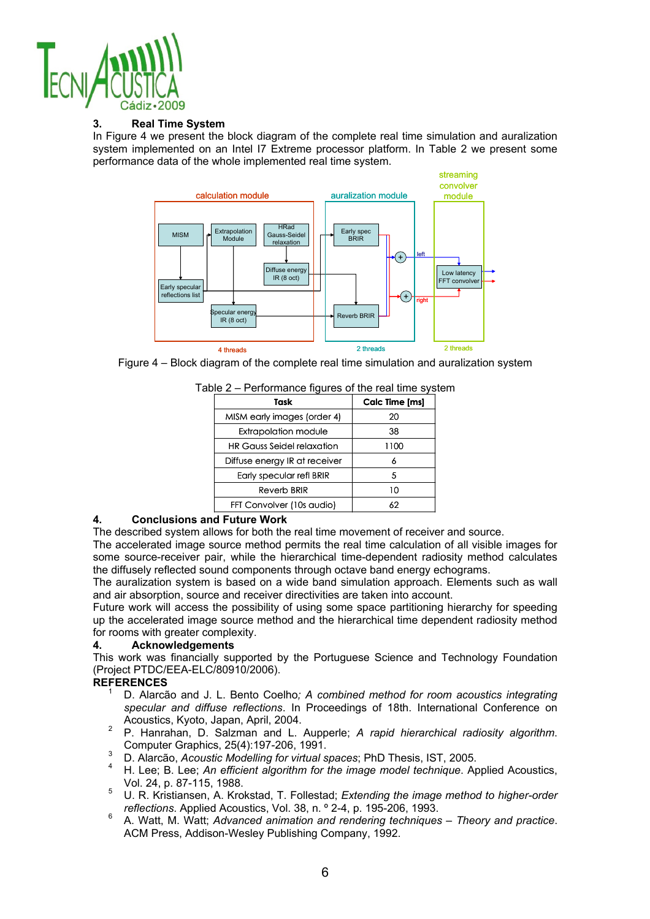## 3. Real Time System

In Figure 4 we present the block diagram of the complete real time simulation and auralization system implemented on an Intel I7 Extreme processor platform. In Table 2 we present some performance data of the whole implemented real time system.

calculation module
auralization module
streaming convolver module
MISM
Extrapolation Module
HRad Gauss-Seidel relaxation
Diffuse energy IR (8 oct)
Early specular reflections list
Specular energy IR (8 oct)
Early spec BRIR
Reverb BRIR
left
right
Low latency FFT convolver
4 threads
2 threads
2 threads

Figure 4 – Block diagram of the complete real time simulation and auralization system

Table 2 – Performance figures of the real time system

| Task | Calc Time [ms] |
|---|---|
| MISM early images (order 4) | 20 |
| Extrapolation module | 38 |
| HR Gauss Seidel relaxation | 1100 |
| Diffuse energy IR at receiver | 6 |
| Early specular refl BRIR | 5 |
| Reverb BRIR | 10 |
| FFT Convolver (10s audio) | 62 |

## 4. Conclusions and Future Work

The described system allows for both the real time movement of receiver and source.

The accelerated image source method permits the real time calculation of all visible images for some source-receiver pair, while the hierarchical time-dependent radiosity method calculates the diffusely reflected sound components through octave band energy echograms.

The auralization system is based on a wide band simulation approach. Elements such as wall and air absorption, source and receiver directivities are taken into account.

Future work will access the possibility of using some space partitioning hierarchy for speeding up the accelerated image source method and the hierarchical time dependent radiosity method for rooms with greater complexity.

## 4. Acknowledgements

This work was financially supported by the Portuguese Science and Technology Foundation (Project PTDC/EEA-ELC/80910/2006).

## REFERENCES

1. D. Alarcão and J. L. Bento Coelho*; A combined method for room acoustics integrating specular and diffuse reflections*. In Proceedings of 18th. International Conference on Acoustics, Kyoto, Japan, April, 2004.
2. P. Hanrahan, D. Salzman and L. Aupperle; *A rapid hierarchical radiosity algorithm*. Computer Graphics, 25(4):197-206, 1991.
3. D. Alarcão, *Acoustic Modelling for virtual spaces*; PhD Thesis, IST, 2005.
4. H. Lee; B. Lee; *An efficient algorithm for the image model technique*. Applied Acoustics, Vol. 24, p. 87-115, 1988.
5. U. R. Kristiansen, A. Krokstad, T. Follestad; *Extending the image method to higher-order reflections*. Applied Acoustics, Vol. 38, n. º 2-4, p. 195-206, 1993.
6. A. Watt, M. Watt; *Advanced animation and rendering techniques – Theory and practice*. ACM Press, Addison-Wesley Publishing Company, 1992.